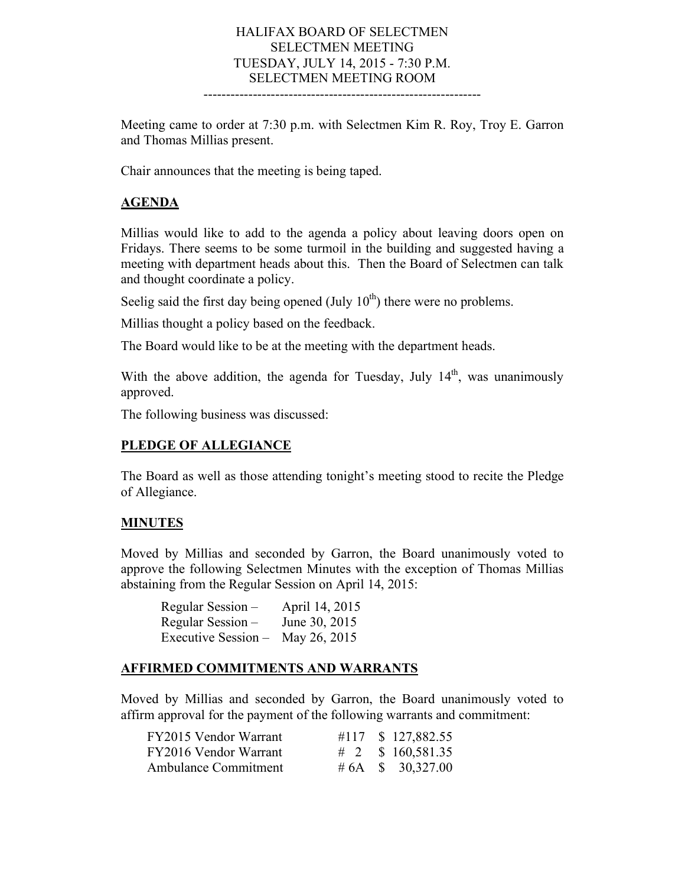# HALIFAX BOARD OF SELECTMEN
## SELECTMEN MEETING
## TUESDAY, JULY 14, 2015 - 7:30 P.M.
## SELECTMEN MEETING ROOM

-------------------------------------------------------------

Meeting came to order at 7:30 p.m. with Selectmen Kim R. Roy, Troy E. Garron and Thomas Millias present.

Chair announces that the meeting is being taped.

## AGENDA

Millias would like to add to the agenda a policy about leaving doors open on Fridays. There seems to be some turmoil in the building and suggested having a meeting with department heads about this. Then the Board of Selectmen can talk and thought coordinate a policy.

Seelig said the first day being opened (July 10th) there were no problems.

Millias thought a policy based on the feedback.

The Board would like to be at the meeting with the department heads.

With the above addition, the agenda for Tuesday, July 14th, was unanimously approved.

The following business was discussed:

## PLEDGE OF ALLEGIANCE

The Board as well as those attending tonight's meeting stood to recite the Pledge of Allegiance.

## MINUTES

Moved by Millias and seconded by Garron, the Board unanimously voted to approve the following Selectmen Minutes with the exception of Thomas Millias abstaining from the Regular Session on April 14, 2015:

| | |
|---|---|
| Regular Session – | April 14, 2015 |
| Regular Session – | June 30, 2015 |
| Executive Session – | May 26, 2015 |

## AFFIRMED COMMITMENTS AND WARRANTS

Moved by Millias and seconded by Garron, the Board unanimously voted to affirm approval for the payment of the following warrants and commitment:

| | | |
|---|---|---|
| FY2015 Vendor Warrant | #117 | $ 127,882.55 |
| FY2016 Vendor Warrant | # 2 | $ 160,581.35 |
| Ambulance Commitment | # 6A | $ 30,327.00 |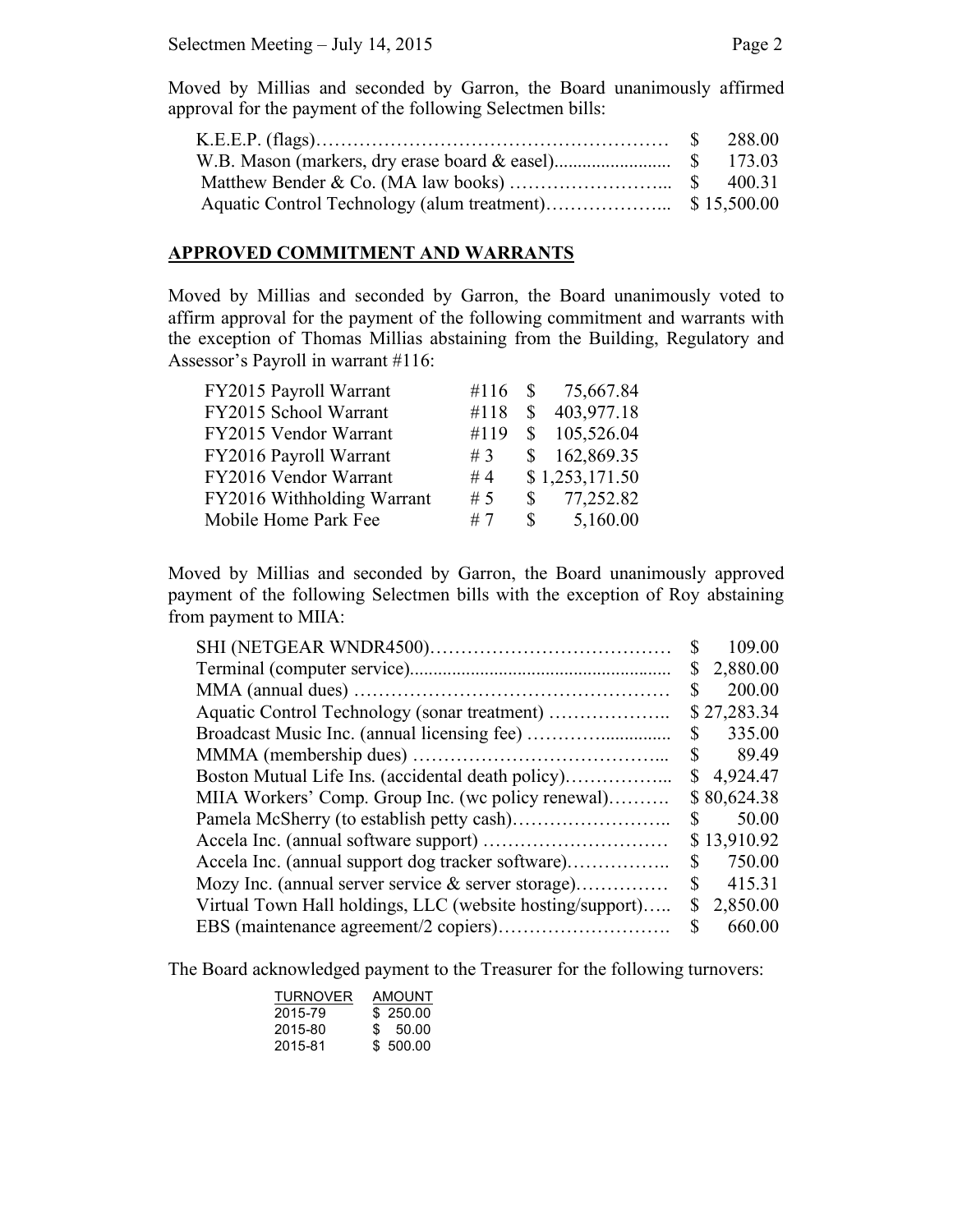Moved by Millias and seconded by Garron, the Board unanimously affirmed approval for the payment of the following Selectmen bills:

| | |
|---|---|
| K.E.E.P. (flags) | $ 288.00 |
| W.B. Mason (markers, dry erase board & easel) | $ 173.03 |
| Matthew Bender & Co. (MA law books) | $ 400.31 |
| Aquatic Control Technology (alum treatment) | $ 15,500.00 |

## APPROVED COMMITMENT AND WARRANTS

Moved by Millias and seconded by Garron, the Board unanimously voted to affirm approval for the payment of the following commitment and warrants with the exception of Thomas Millias abstaining from the Building, Regulatory and Assessor's Payroll in warrant #116:

| | | |
|---|---|---|
| FY2015 Payroll Warrant | #116 | $ 75,667.84 |
| FY2015 School Warrant | #118 | $ 403,977.18 |
| FY2015 Vendor Warrant | #119 | $ 105,526.04 |
| FY2016 Payroll Warrant | # 3 | $ 162,869.35 |
| FY2016 Vendor Warrant | # 4 | $ 1,253,171.50 |
| FY2016 Withholding Warrant | # 5 | $ 77,252.82 |
| Mobile Home Park Fee | # 7 | $ 5,160.00 |

Moved by Millias and seconded by Garron, the Board unanimously approved payment of the following Selectmen bills with the exception of Roy abstaining from payment to MIIA:

| | |
|---|---|
| SHI (NETGEAR WNDR4500) | $ 109.00 |
| Terminal (computer service) | $ 2,880.00 |
| MMA (annual dues) | $ 200.00 |
| Aquatic Control Technology (sonar treatment) | $ 27,283.34 |
| Broadcast Music Inc. (annual licensing fee) | $ 335.00 |
| MMMA (membership dues) | $ 89.49 |
| Boston Mutual Life Ins. (accidental death policy) | $ 4,924.47 |
| MIIA Workers' Comp. Group Inc. (wc policy renewal) | $ 80,624.38 |
| Pamela McSherry (to establish petty cash) | $ 50.00 |
| Accela Inc. (annual software support) | $ 13,910.92 |
| Accela Inc. (annual support dog tracker software) | $ 750.00 |
| Mozy Inc. (annual server service & server storage) | $ 415.31 |
| Virtual Town Hall holdings, LLC (website hosting/support) | $ 2,850.00 |
| EBS (maintenance agreement/2 copiers) | $ 660.00 |

The Board acknowledged payment to the Treasurer for the following turnovers:

| TURNOVER | AMOUNT |
|---|---|
| 2015-79 | $ 250.00 |
| 2015-80 | $ 50.00 |
| 2015-81 | $ 500.00 |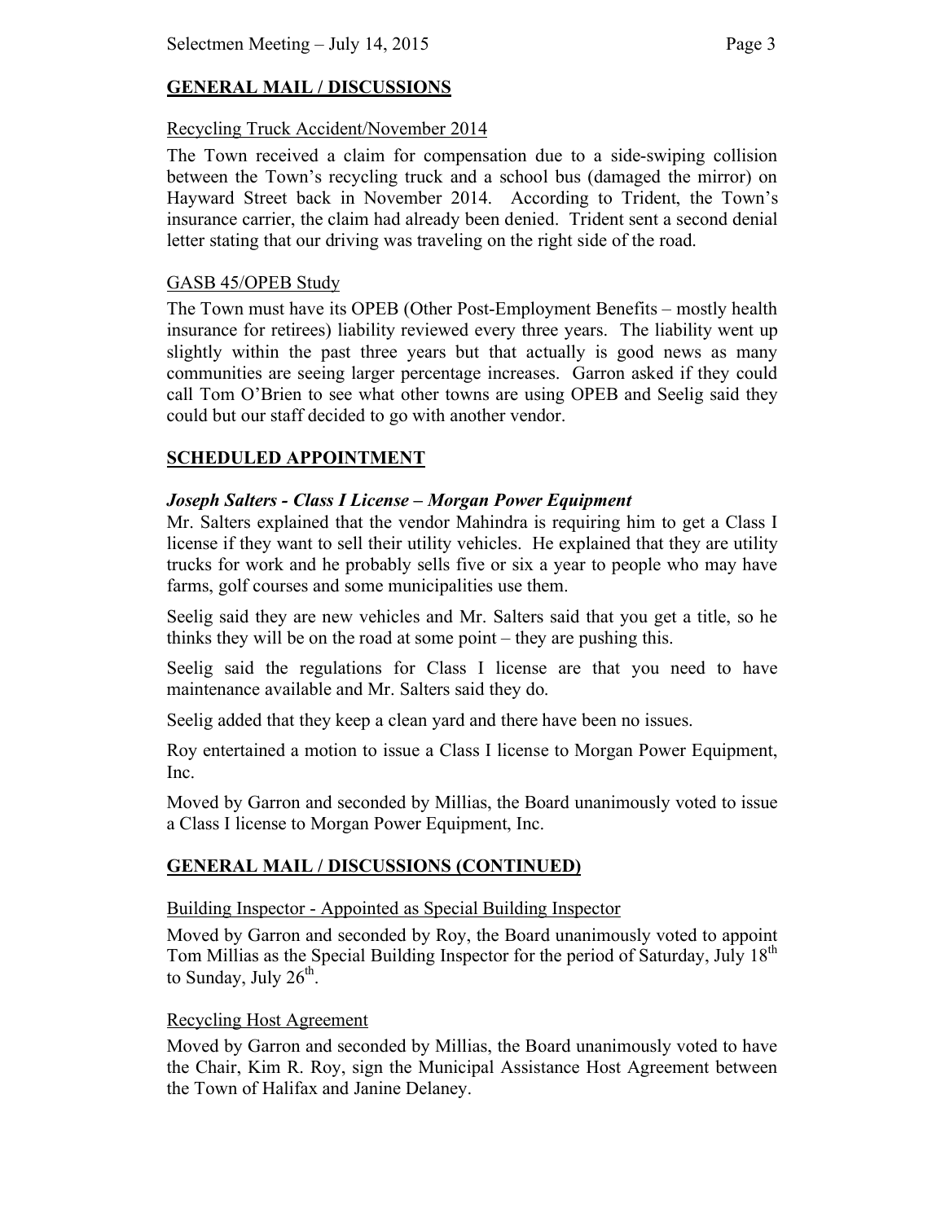## GENERAL MAIL / DISCUSSIONS

### Recycling Truck Accident/November 2014

The Town received a claim for compensation due to a side-swiping collision between the Town's recycling truck and a school bus (damaged the mirror) on Hayward Street back in November 2014. According to Trident, the Town's insurance carrier, the claim had already been denied. Trident sent a second denial letter stating that our driving was traveling on the right side of the road.

### GASB 45/OPEB Study

The Town must have its OPEB (Other Post-Employment Benefits – mostly health insurance for retirees) liability reviewed every three years. The liability went up slightly within the past three years but that actually is good news as many communities are seeing larger percentage increases. Garron asked if they could call Tom O'Brien to see what other towns are using OPEB and Seelig said they could but our staff decided to go with another vendor.

## SCHEDULED APPOINTMENT

### *Joseph Salters - Class I License – Morgan Power Equipment*

Mr. Salters explained that the vendor Mahindra is requiring him to get a Class I license if they want to sell their utility vehicles. He explained that they are utility trucks for work and he probably sells five or six a year to people who may have farms, golf courses and some municipalities use them.

Seelig said they are new vehicles and Mr. Salters said that you get a title, so he thinks they will be on the road at some point – they are pushing this.

Seelig said the regulations for Class I license are that you need to have maintenance available and Mr. Salters said they do.

Seelig added that they keep a clean yard and there have been no issues.

Roy entertained a motion to issue a Class I license to Morgan Power Equipment, Inc.

Moved by Garron and seconded by Millias, the Board unanimously voted to issue a Class I license to Morgan Power Equipment, Inc.

## GENERAL MAIL / DISCUSSIONS (CONTINUED)

### Building Inspector - Appointed as Special Building Inspector

Moved by Garron and seconded by Roy, the Board unanimously voted to appoint Tom Millias as the Special Building Inspector for the period of Saturday, July 18th to Sunday, July 26th.

### Recycling Host Agreement

Moved by Garron and seconded by Millias, the Board unanimously voted to have the Chair, Kim R. Roy, sign the Municipal Assistance Host Agreement between the Town of Halifax and Janine Delaney.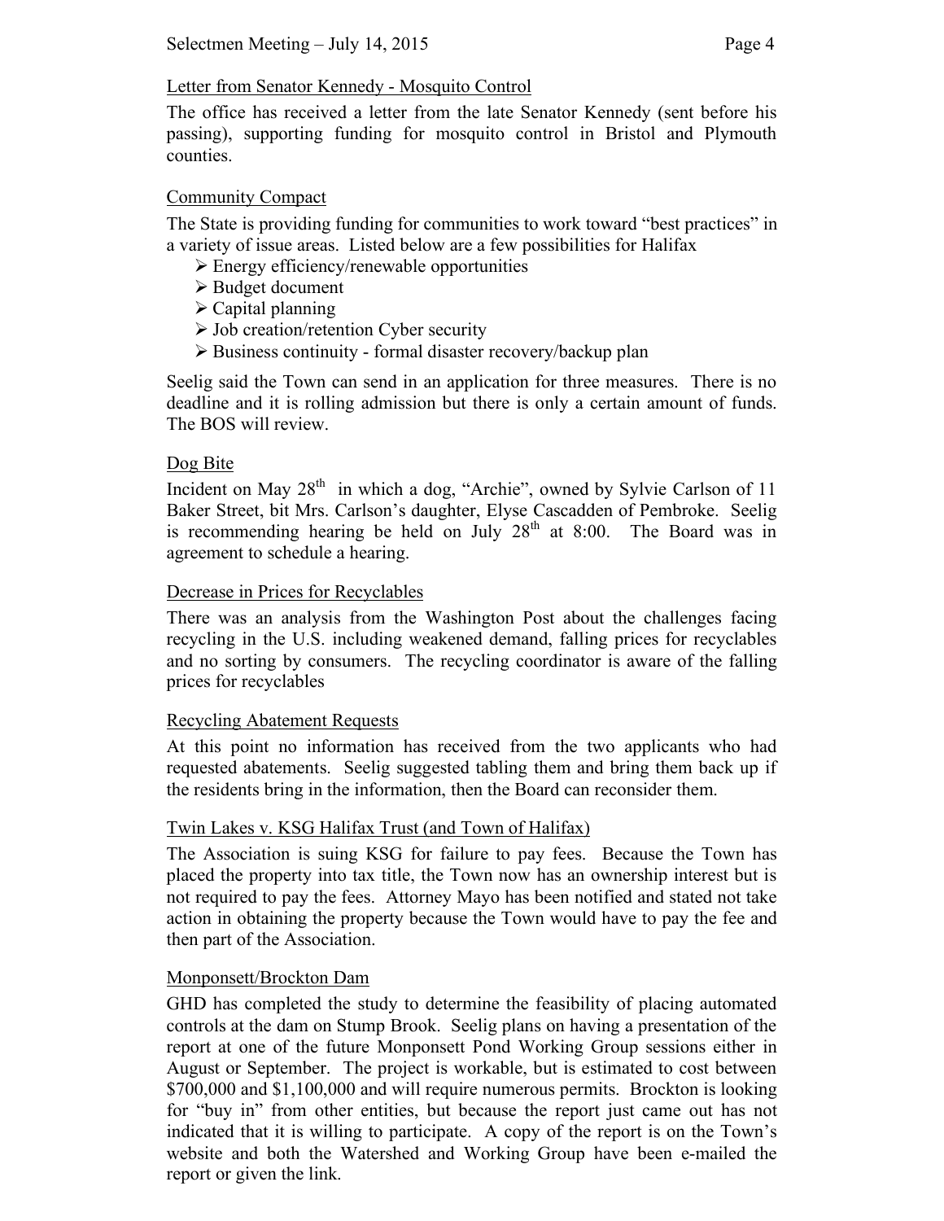Letter from Senator Kennedy - Mosquito Control

The office has received a letter from the late Senator Kennedy (sent before his passing), supporting funding for mosquito control in Bristol and Plymouth counties.

Community Compact

The State is providing funding for communities to work toward "best practices" in a variety of issue areas. Listed below are a few possibilities for Halifax

- Energy efficiency/renewable opportunities
- Budget document
- Capital planning
- Job creation/retention Cyber security
- Business continuity - formal disaster recovery/backup plan

Seelig said the Town can send in an application for three measures. There is no deadline and it is rolling admission but there is only a certain amount of funds. The BOS will review.

Dog Bite

Incident on May 28th in which a dog, "Archie", owned by Sylvie Carlson of 11 Baker Street, bit Mrs. Carlson's daughter, Elyse Cascadden of Pembroke. Seelig is recommending hearing be held on July 28th at 8:00. The Board was in agreement to schedule a hearing.

Decrease in Prices for Recyclables

There was an analysis from the Washington Post about the challenges facing recycling in the U.S. including weakened demand, falling prices for recyclables and no sorting by consumers. The recycling coordinator is aware of the falling prices for recyclables

Recycling Abatement Requests

At this point no information has received from the two applicants who had requested abatements. Seelig suggested tabling them and bring them back up if the residents bring in the information, then the Board can reconsider them.

Twin Lakes v. KSG Halifax Trust (and Town of Halifax)

The Association is suing KSG for failure to pay fees. Because the Town has placed the property into tax title, the Town now has an ownership interest but is not required to pay the fees. Attorney Mayo has been notified and stated not take action in obtaining the property because the Town would have to pay the fee and then part of the Association.

Monponsett/Brockton Dam

GHD has completed the study to determine the feasibility of placing automated controls at the dam on Stump Brook. Seelig plans on having a presentation of the report at one of the future Monponsett Pond Working Group sessions either in August or September. The project is workable, but is estimated to cost between $700,000 and $1,100,000 and will require numerous permits. Brockton is looking for "buy in" from other entities, but because the report just came out has not indicated that it is willing to participate. A copy of the report is on the Town's website and both the Watershed and Working Group have been e-mailed the report or given the link.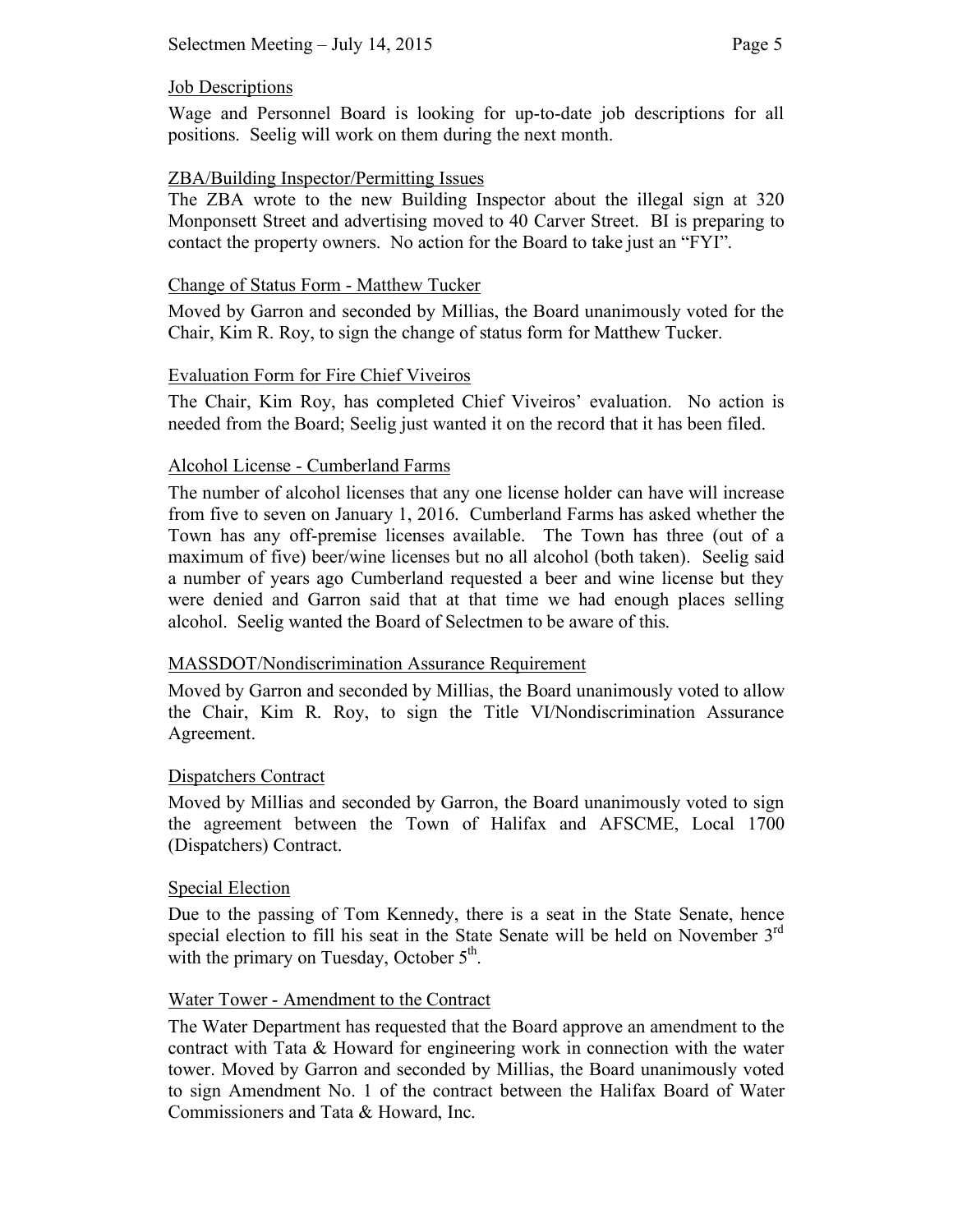### Job Descriptions

Wage and Personnel Board is looking for up-to-date job descriptions for all positions. Seelig will work on them during the next month.

### ZBA/Building Inspector/Permitting Issues

The ZBA wrote to the new Building Inspector about the illegal sign at 320 Monponsett Street and advertising moved to 40 Carver Street. BI is preparing to contact the property owners. No action for the Board to take just an "FYI".

### Change of Status Form - Matthew Tucker

Moved by Garron and seconded by Millias, the Board unanimously voted for the Chair, Kim R. Roy, to sign the change of status form for Matthew Tucker.

### Evaluation Form for Fire Chief Viveiros

The Chair, Kim Roy, has completed Chief Viveiros' evaluation. No action is needed from the Board; Seelig just wanted it on the record that it has been filed.

### Alcohol License - Cumberland Farms

The number of alcohol licenses that any one license holder can have will increase from five to seven on January 1, 2016. Cumberland Farms has asked whether the Town has any off-premise licenses available. The Town has three (out of a maximum of five) beer/wine licenses but no all alcohol (both taken). Seelig said a number of years ago Cumberland requested a beer and wine license but they were denied and Garron said that at that time we had enough places selling alcohol. Seelig wanted the Board of Selectmen to be aware of this.

### MASSDOT/Nondiscrimination Assurance Requirement

Moved by Garron and seconded by Millias, the Board unanimously voted to allow the Chair, Kim R. Roy, to sign the Title VI/Nondiscrimination Assurance Agreement.

### Dispatchers Contract

Moved by Millias and seconded by Garron, the Board unanimously voted to sign the agreement between the Town of Halifax and AFSCME, Local 1700 (Dispatchers) Contract.

### Special Election

Due to the passing of Tom Kennedy, there is a seat in the State Senate, hence special election to fill his seat in the State Senate will be held on November 3rd with the primary on Tuesday, October 5th.

### Water Tower - Amendment to the Contract

The Water Department has requested that the Board approve an amendment to the contract with Tata & Howard for engineering work in connection with the water tower. Moved by Garron and seconded by Millias, the Board unanimously voted to sign Amendment No. 1 of the contract between the Halifax Board of Water Commissioners and Tata & Howard, Inc.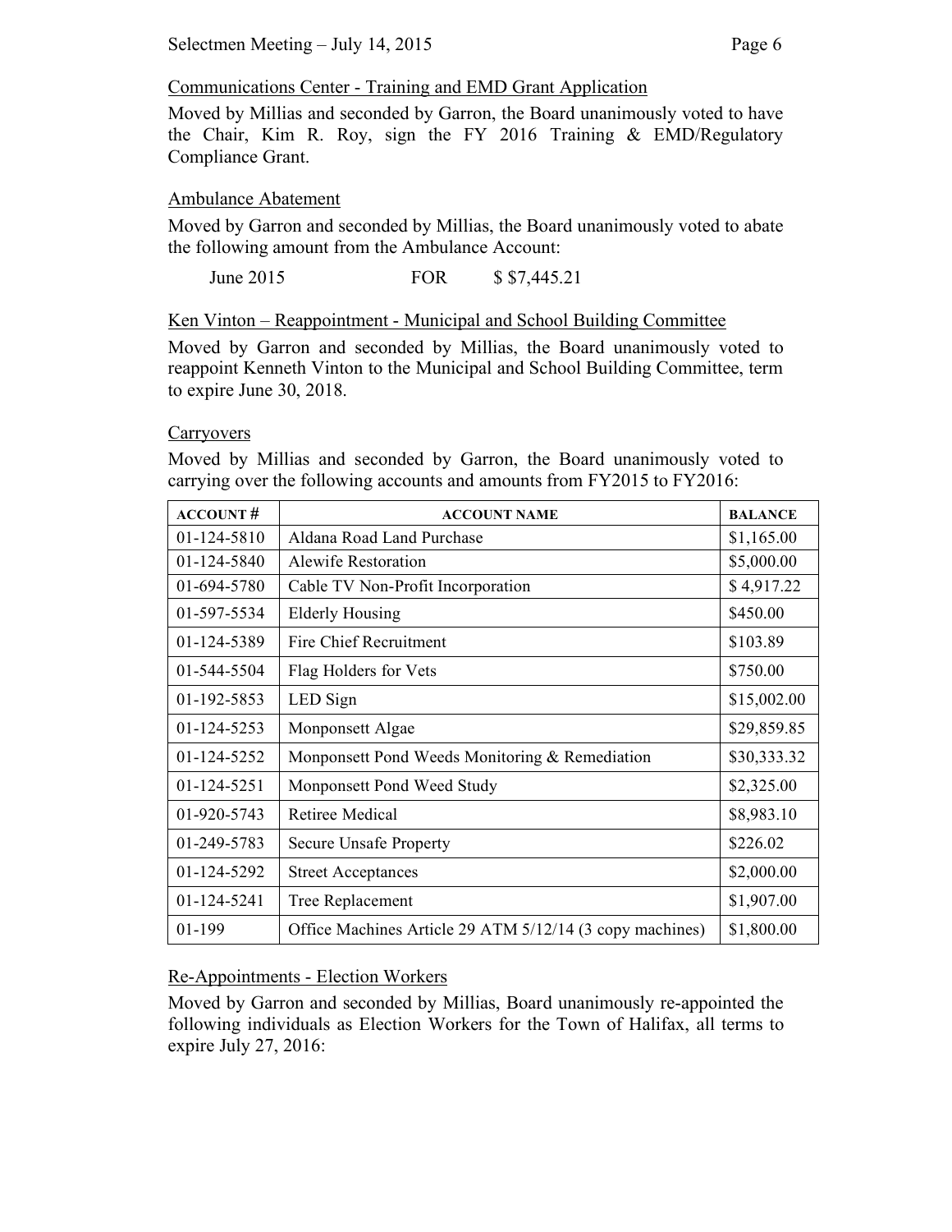Communications Center - Training and EMD Grant Application

Moved by Millias and seconded by Garron, the Board unanimously voted to have the Chair, Kim R. Roy, sign the FY 2016 Training & EMD/Regulatory Compliance Grant.

Ambulance Abatement

Moved by Garron and seconded by Millias, the Board unanimously voted to abate the following amount from the Ambulance Account:

June 2015 FOR $ $7,445.21

Ken Vinton – Reappointment - Municipal and School Building Committee

Moved by Garron and seconded by Millias, the Board unanimously voted to reappoint Kenneth Vinton to the Municipal and School Building Committee, term to expire June 30, 2018.

Carryovers

Moved by Millias and seconded by Garron, the Board unanimously voted to carrying over the following accounts and amounts from FY2015 to FY2016:

| ACCOUNT # | ACCOUNT NAME | BALANCE |
|---|---|---|
| 01-124-5810 | Aldana Road Land Purchase | $1,165.00 |
| 01-124-5840 | Alewife Restoration | $5,000.00 |
| 01-694-5780 | Cable TV Non-Profit Incorporation | $ 4,917.22 |
| 01-597-5534 | Elderly Housing | $450.00 |
| 01-124-5389 | Fire Chief Recruitment | $103.89 |
| 01-544-5504 | Flag Holders for Vets | $750.00 |
| 01-192-5853 | LED Sign | $15,002.00 |
| 01-124-5253 | Monponsett Algae | $29,859.85 |
| 01-124-5252 | Monponsett Pond Weeds Monitoring & Remediation | $30,333.32 |
| 01-124-5251 | Monponsett Pond Weed Study | $2,325.00 |
| 01-920-5743 | Retiree Medical | $8,983.10 |
| 01-249-5783 | Secure Unsafe Property | $226.02 |
| 01-124-5292 | Street Acceptances | $2,000.00 |
| 01-124-5241 | Tree Replacement | $1,907.00 |
| 01-199 | Office Machines Article 29 ATM 5/12/14 (3 copy machines) | $1,800.00 |

Re-Appointments - Election Workers

Moved by Garron and seconded by Millias, Board unanimously re-appointed the following individuals as Election Workers for the Town of Halifax, all terms to expire July 27, 2016: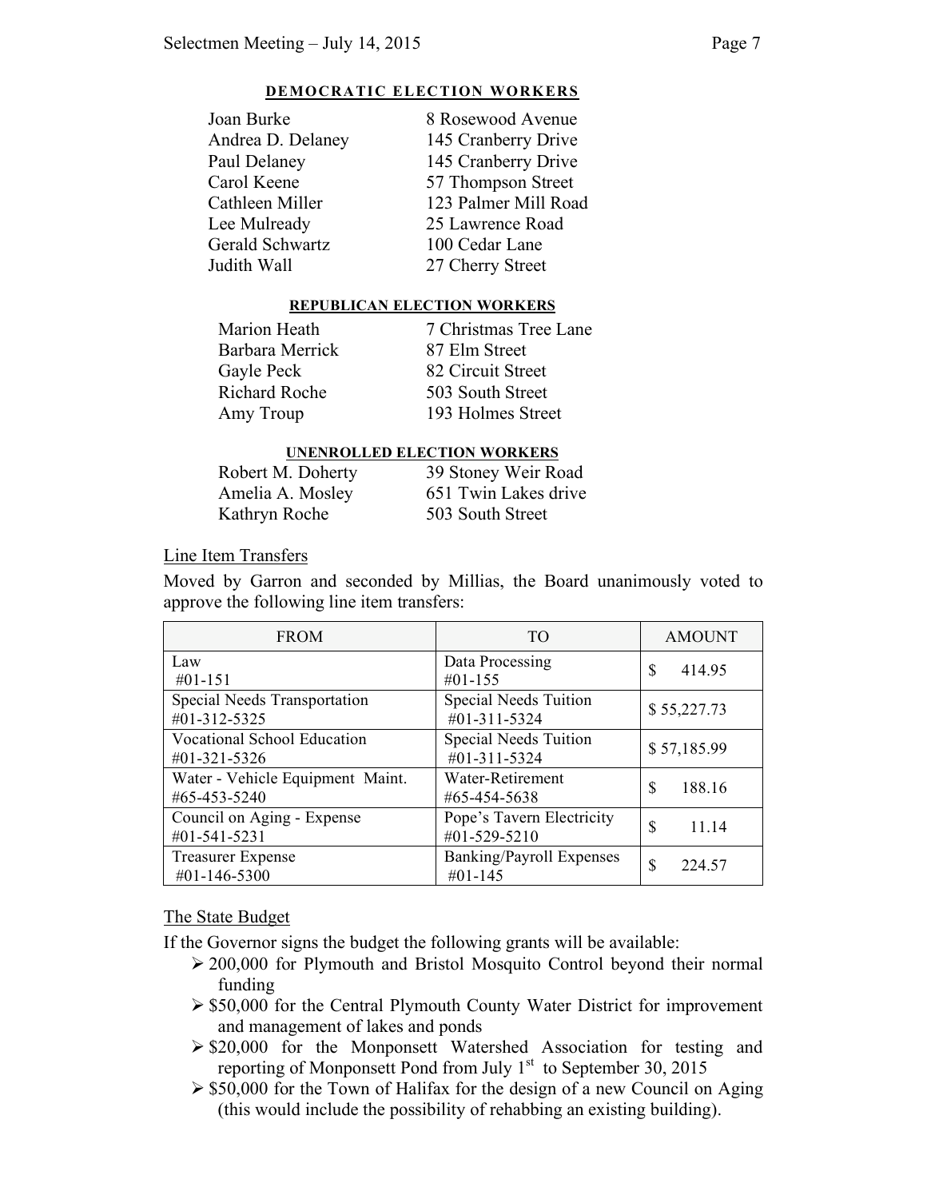#### DEMOCRATIC ELECTION WORKERS

| | |
|---|---|
| Joan Burke | 8 Rosewood Avenue |
| Andrea D. Delaney | 145 Cranberry Drive |
| Paul Delaney | 145 Cranberry Drive |
| Carol Keene | 57 Thompson Street |
| Cathleen Miller | 123 Palmer Mill Road |
| Lee Mulready | 25 Lawrence Road |
| Gerald Schwartz | 100 Cedar Lane |
| Judith Wall | 27 Cherry Street |

#### REPUBLICAN ELECTION WORKERS

| | |
|---|---|
| Marion Heath | 7 Christmas Tree Lane |
| Barbara Merrick | 87 Elm Street |
| Gayle Peck | 82 Circuit Street |
| Richard Roche | 503 South Street |
| Amy Troup | 193 Holmes Street |

#### UNENROLLED ELECTION WORKERS

| | |
|---|---|
| Robert M. Doherty | 39 Stoney Weir Road |
| Amelia A. Mosley | 651 Twin Lakes drive |
| Kathryn Roche | 503 South Street |

Line Item Transfers

Moved by Garron and seconded by Millias, the Board unanimously voted to approve the following line item transfers:

| FROM | TO | AMOUNT |
|---|---|---|
| Law #01-151 | Data Processing #01-155 | $ 414.95 |
| Special Needs Transportation #01-312-5325 | Special Needs Tuition #01-311-5324 | $ 55,227.73 |
| Vocational School Education #01-321-5326 | Special Needs Tuition #01-311-5324 | $ 57,185.99 |
| Water - Vehicle Equipment Maint. #65-453-5240 | Water-Retirement #65-454-5638 | $ 188.16 |
| Council on Aging - Expense #01-541-5231 | Pope's Tavern Electricity #01-529-5210 | $ 11.14 |
| Treasurer Expense #01-146-5300 | Banking/Payroll Expenses #01-145 | $ 224.57 |

The State Budget

If the Governor signs the budget the following grants will be available:

- 200,000 for Plymouth and Bristol Mosquito Control beyond their normal funding
- $50,000 for the Central Plymouth County Water District for improvement and management of lakes and ponds
- $20,000 for the Monponsett Watershed Association for testing and reporting of Monponsett Pond from July 1st to September 30, 2015
- $50,000 for the Town of Halifax for the design of a new Council on Aging (this would include the possibility of rehabbing an existing building).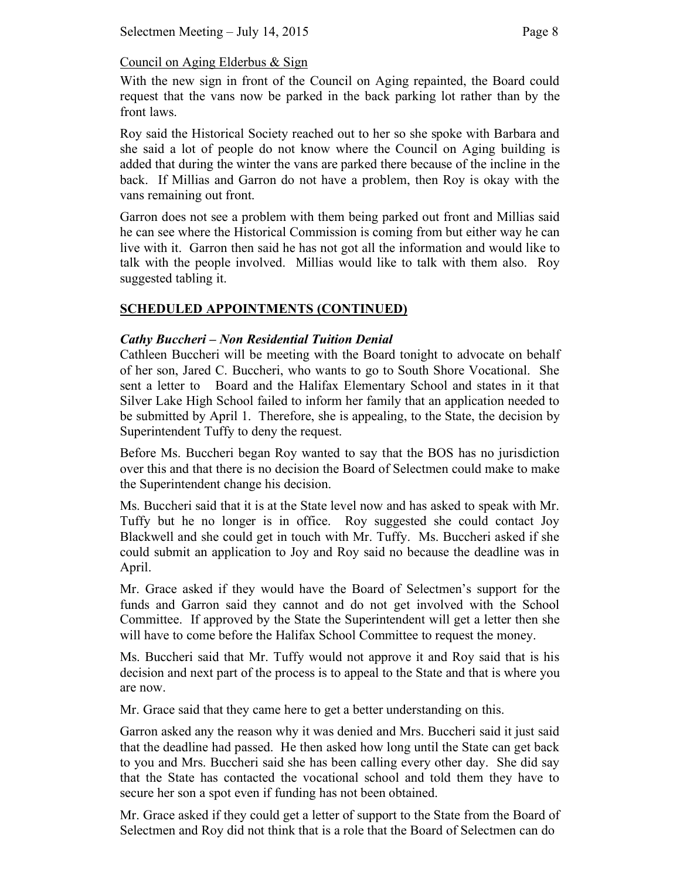Council on Aging Elderbus & Sign

With the new sign in front of the Council on Aging repainted, the Board could request that the vans now be parked in the back parking lot rather than by the front laws.

Roy said the Historical Society reached out to her so she spoke with Barbara and she said a lot of people do not know where the Council on Aging building is added that during the winter the vans are parked there because of the incline in the back. If Millias and Garron do not have a problem, then Roy is okay with the vans remaining out front.

Garron does not see a problem with them being parked out front and Millias said he can see where the Historical Commission is coming from but either way he can live with it. Garron then said he has not got all the information and would like to talk with the people involved. Millias would like to talk with them also. Roy suggested tabling it.

## SCHEDULED APPOINTMENTS (CONTINUED)

***Cathy Buccheri – Non Residential Tuition Denial***

Cathleen Buccheri will be meeting with the Board tonight to advocate on behalf of her son, Jared C. Buccheri, who wants to go to South Shore Vocational. She sent a letter to Board and the Halifax Elementary School and states in it that Silver Lake High School failed to inform her family that an application needed to be submitted by April 1. Therefore, she is appealing, to the State, the decision by Superintendent Tuffy to deny the request.

Before Ms. Buccheri began Roy wanted to say that the BOS has no jurisdiction over this and that there is no decision the Board of Selectmen could make to make the Superintendent change his decision.

Ms. Buccheri said that it is at the State level now and has asked to speak with Mr. Tuffy but he no longer is in office. Roy suggested she could contact Joy Blackwell and she could get in touch with Mr. Tuffy. Ms. Buccheri asked if she could submit an application to Joy and Roy said no because the deadline was in April.

Mr. Grace asked if they would have the Board of Selectmen's support for the funds and Garron said they cannot and do not get involved with the School Committee. If approved by the State the Superintendent will get a letter then she will have to come before the Halifax School Committee to request the money.

Ms. Buccheri said that Mr. Tuffy would not approve it and Roy said that is his decision and next part of the process is to appeal to the State and that is where you are now.

Mr. Grace said that they came here to get a better understanding on this.

Garron asked any the reason why it was denied and Mrs. Buccheri said it just said that the deadline had passed. He then asked how long until the State can get back to you and Mrs. Buccheri said she has been calling every other day. She did say that the State has contacted the vocational school and told them they have to secure her son a spot even if funding has not been obtained.

Mr. Grace asked if they could get a letter of support to the State from the Board of Selectmen and Roy did not think that is a role that the Board of Selectmen can do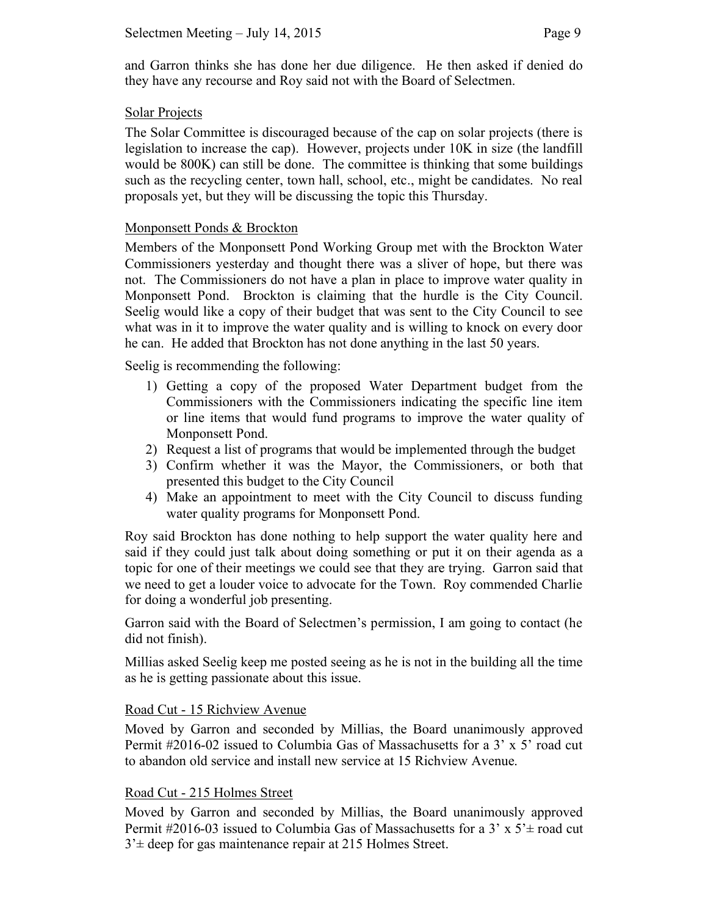and Garron thinks she has done her due diligence. He then asked if denied do they have any recourse and Roy said not with the Board of Selectmen.

## Solar Projects

The Solar Committee is discouraged because of the cap on solar projects (there is legislation to increase the cap). However, projects under 10K in size (the landfill would be 800K) can still be done. The committee is thinking that some buildings such as the recycling center, town hall, school, etc., might be candidates. No real proposals yet, but they will be discussing the topic this Thursday.

## Monponsett Ponds & Brockton

Members of the Monponsett Pond Working Group met with the Brockton Water Commissioners yesterday and thought there was a sliver of hope, but there was not. The Commissioners do not have a plan in place to improve water quality in Monponsett Pond. Brockton is claiming that the hurdle is the City Council. Seelig would like a copy of their budget that was sent to the City Council to see what was in it to improve the water quality and is willing to knock on every door he can. He added that Brockton has not done anything in the last 50 years.

Seelig is recommending the following:

1) Getting a copy of the proposed Water Department budget from the Commissioners with the Commissioners indicating the specific line item or line items that would fund programs to improve the water quality of Monponsett Pond.
2) Request a list of programs that would be implemented through the budget
3) Confirm whether it was the Mayor, the Commissioners, or both that presented this budget to the City Council
4) Make an appointment to meet with the City Council to discuss funding water quality programs for Monponsett Pond.

Roy said Brockton has done nothing to help support the water quality here and said if they could just talk about doing something or put it on their agenda as a topic for one of their meetings we could see that they are trying. Garron said that we need to get a louder voice to advocate for the Town. Roy commended Charlie for doing a wonderful job presenting.

Garron said with the Board of Selectmen's permission, I am going to contact (he did not finish).

Millias asked Seelig keep me posted seeing as he is not in the building all the time as he is getting passionate about this issue.

## Road Cut - 15 Richview Avenue

Moved by Garron and seconded by Millias, the Board unanimously approved Permit #2016-02 issued to Columbia Gas of Massachusetts for a 3' x 5' road cut to abandon old service and install new service at 15 Richview Avenue.

## Road Cut - 215 Holmes Street

Moved by Garron and seconded by Millias, the Board unanimously approved Permit #2016-03 issued to Columbia Gas of Massachusetts for a 3' x 5'± road cut 3'± deep for gas maintenance repair at 215 Holmes Street.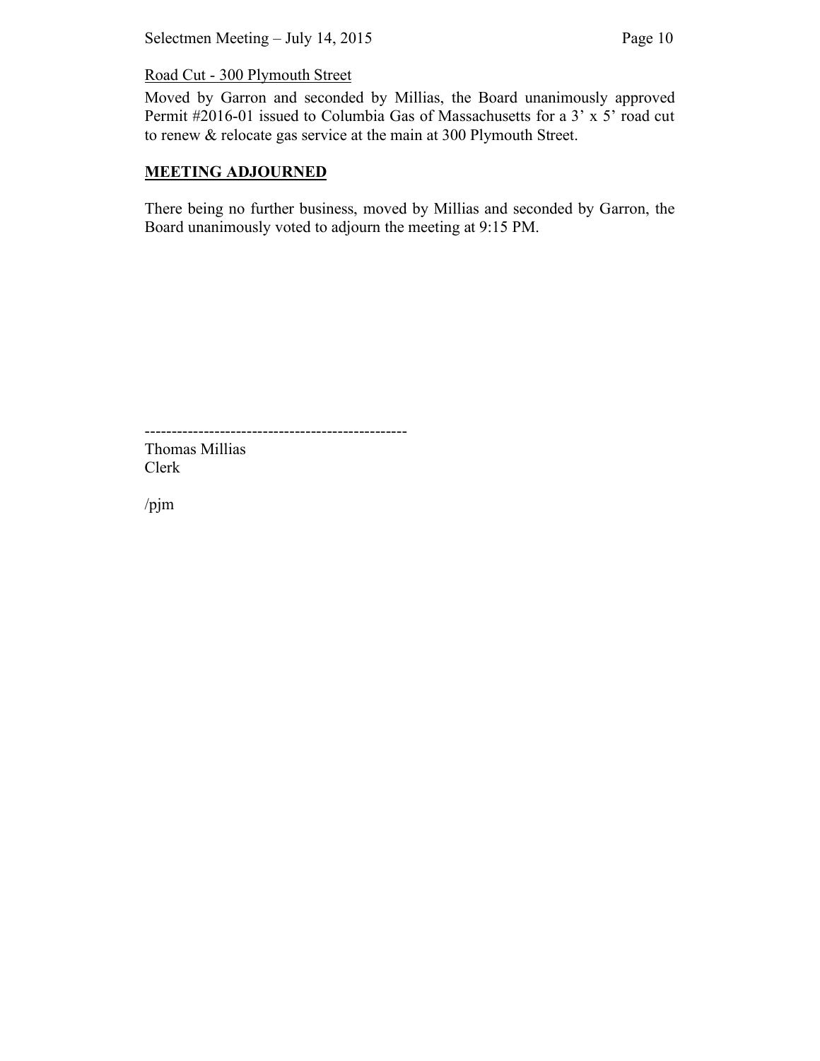Road Cut - 300 Plymouth Street

Moved by Garron and seconded by Millias, the Board unanimously approved Permit #2016-01 issued to Columbia Gas of Massachusetts for a 3' x 5' road cut to renew & relocate gas service at the main at 300 Plymouth Street.

**MEETING ADJOURNED**

There being no further business, moved by Millias and seconded by Garron, the Board unanimously voted to adjourn the meeting at 9:15 PM.

------------------------------------------------

Thomas Millias
Clerk

/pjm